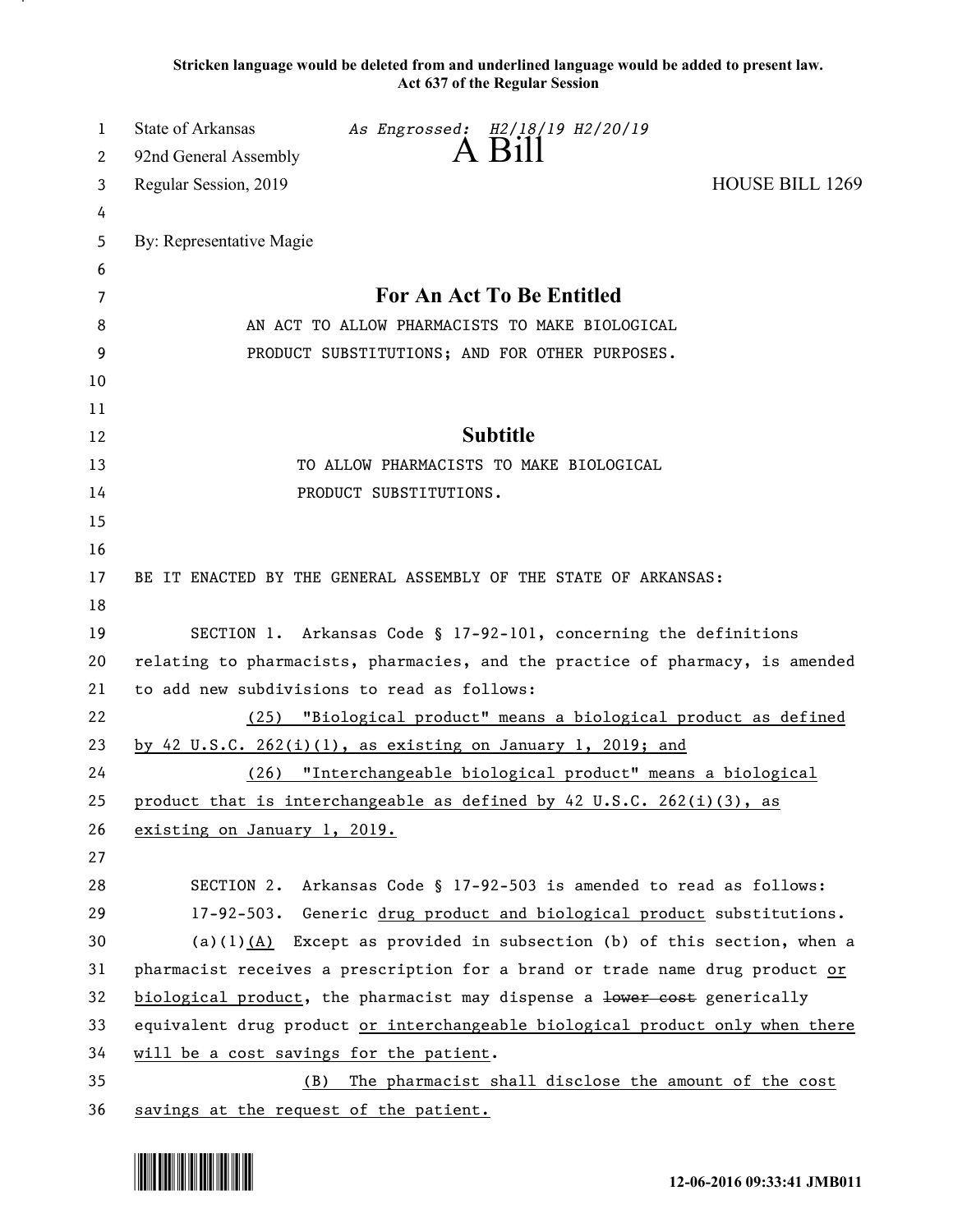**Stricken language would be deleted from and underlined language would be added to present law.**
**Act 637 of the Regular Session**

State of Arkansas *As Engrossed: H2/18/19 H2/20/19*
92nd General Assembly

# A Bill

Regular Session, 2019 HOUSE BILL 1269

By: Representative Magie

## For An Act To Be Entitled

AN ACT TO ALLOW PHARMACISTS TO MAKE BIOLOGICAL PRODUCT SUBSTITUTIONS; AND FOR OTHER PURPOSES.

## Subtitle

TO ALLOW PHARMACISTS TO MAKE BIOLOGICAL PRODUCT SUBSTITUTIONS.

BE IT ENACTED BY THE GENERAL ASSEMBLY OF THE STATE OF ARKANSAS:

SECTION 1. Arkansas Code § 17-92-101, concerning the definitions relating to pharmacists, pharmacies, and the practice of pharmacy, is amended to add new subdivisions to read as follows:

<u>(25) "Biological product" means a biological product as defined by 42 U.S.C. 262(i)(1), as existing on January 1, 2019; and</u>

<u>(26) "Interchangeable biological product" means a biological product that is interchangeable as defined by 42 U.S.C. 262(i)(3), as existing on January 1, 2019.</u>

SECTION 2. Arkansas Code § 17-92-503 is amended to read as follows:

17-92-503. Generic <u>drug product and biological product</u> substitutions.

(a)(1)<u>(A)</u> Except as provided in subsection (b) of this section, when a pharmacist receives a prescription for a brand or trade name drug product <u>or biological product</u>, the pharmacist may dispense a ~~lower cost~~ generically equivalent drug product <u>or interchangeable biological product only when there will be a cost savings for the patient</u>.

<u>(B) The pharmacist shall disclose the amount of the cost savings at the request of the patient.</u>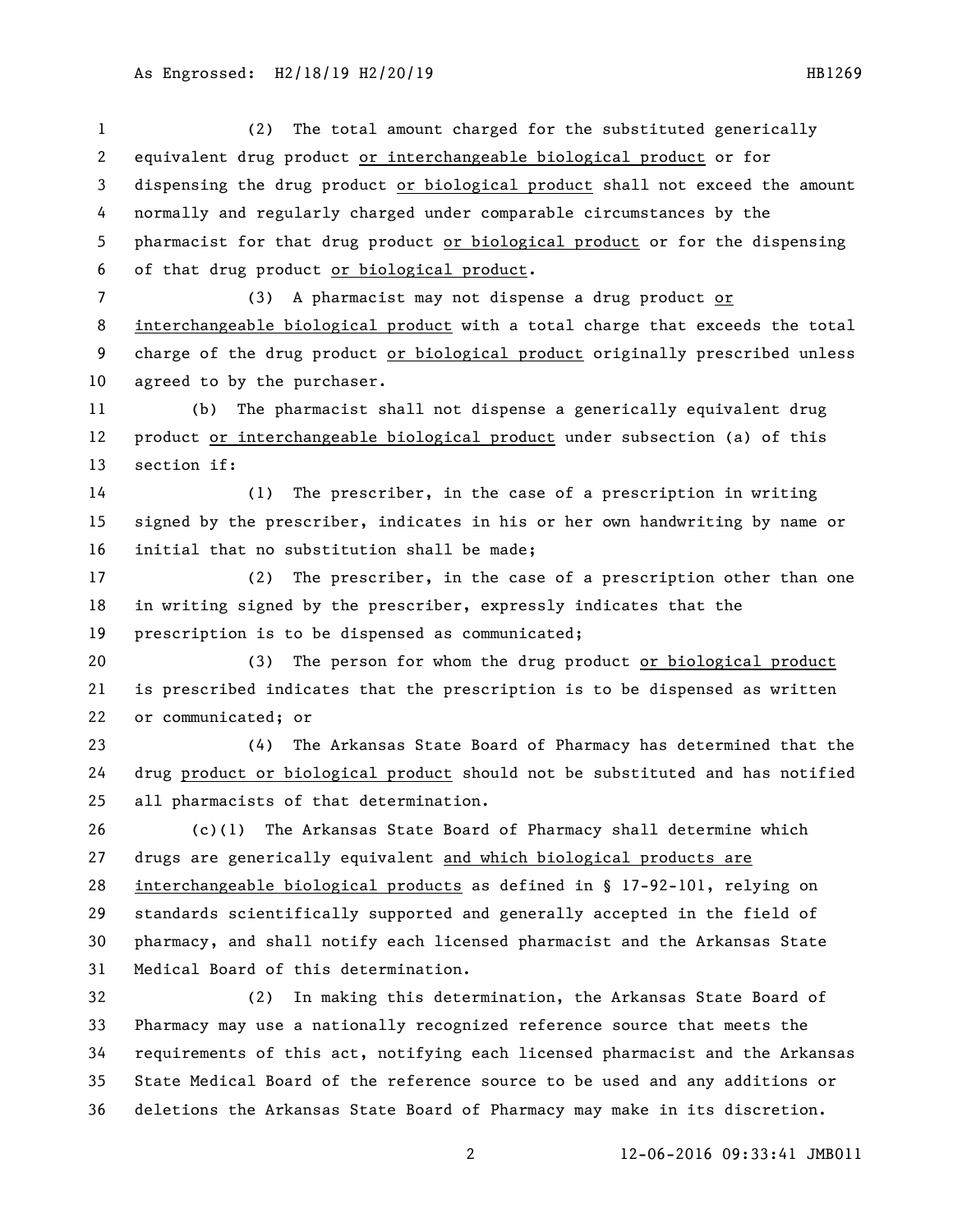(2) The total amount charged for the substituted generically equivalent drug product <u>or interchangeable biological product</u> or for dispensing the drug product <u>or biological product</u> shall not exceed the amount normally and regularly charged under comparable circumstances by the pharmacist for that drug product <u>or biological product</u> or for the dispensing of that drug product <u>or biological product</u>.

(3) A pharmacist may not dispense a drug product <u>or interchangeable biological product</u> with a total charge that exceeds the total charge of the drug product <u>or biological product</u> originally prescribed unless agreed to by the purchaser.

(b) The pharmacist shall not dispense a generically equivalent drug product <u>or interchangeable biological product</u> under subsection (a) of this section if:

(1) The prescriber, in the case of a prescription in writing signed by the prescriber, indicates in his or her own handwriting by name or initial that no substitution shall be made;

(2) The prescriber, in the case of a prescription other than one in writing signed by the prescriber, expressly indicates that the prescription is to be dispensed as communicated;

(3) The person for whom the drug product <u>or biological product</u> is prescribed indicates that the prescription is to be dispensed as written or communicated; or

(4) The Arkansas State Board of Pharmacy has determined that the drug <u>product or biological product</u> should not be substituted and has notified all pharmacists of that determination.

(c)(1) The Arkansas State Board of Pharmacy shall determine which drugs are generically equivalent <u>and which biological products are interchangeable biological products</u> as defined in § 17-92-101, relying on standards scientifically supported and generally accepted in the field of pharmacy, and shall notify each licensed pharmacist and the Arkansas State Medical Board of this determination.

(2) In making this determination, the Arkansas State Board of Pharmacy may use a nationally recognized reference source that meets the requirements of this act, notifying each licensed pharmacist and the Arkansas State Medical Board of the reference source to be used and any additions or deletions the Arkansas State Board of Pharmacy may make in its discretion.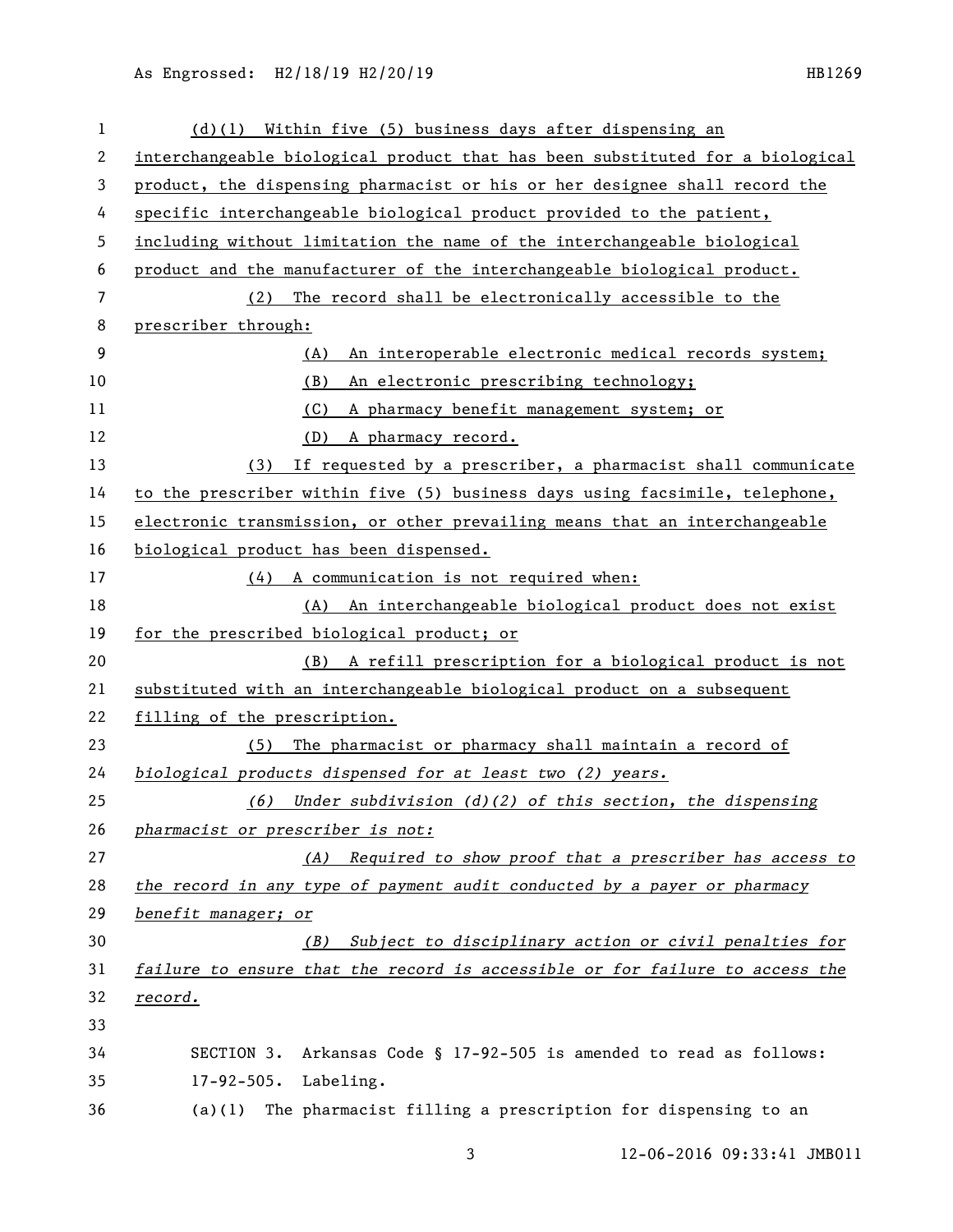(d)(1) Within five (5) business days after dispensing an interchangeable biological product that has been substituted for a biological product, the dispensing pharmacist or his or her designee shall record the specific interchangeable biological product provided to the patient, including without limitation the name of the interchangeable biological product and the manufacturer of the interchangeable biological product.

(2) The record shall be electronically accessible to the prescriber through:

(A) An interoperable electronic medical records system;

(B) An electronic prescribing technology;

(C) A pharmacy benefit management system; or

(D) A pharmacy record.

(3) If requested by a prescriber, a pharmacist shall communicate to the prescriber within five (5) business days using facsimile, telephone, electronic transmission, or other prevailing means that an interchangeable biological product has been dispensed.

(4) A communication is not required when:

(A) An interchangeable biological product does not exist for the prescribed biological product; or

(B) A refill prescription for a biological product is not substituted with an interchangeable biological product on a subsequent filling of the prescription.

(5) The pharmacist or pharmacy shall maintain a record of *biological products dispensed for at least two (2) years.*

*(6) Under subdivision (d)(2) of this section, the dispensing pharmacist or prescriber is not:*

*(A) Required to show proof that a prescriber has access to the record in any type of payment audit conducted by a payer or pharmacy benefit manager; or*

*(B) Subject to disciplinary action or civil penalties for failure to ensure that the record is accessible or for failure to access the record.*

SECTION 3. Arkansas Code § 17-92-505 is amended to read as follows:

17-92-505. Labeling.

(a)(1) The pharmacist filling a prescription for dispensing to an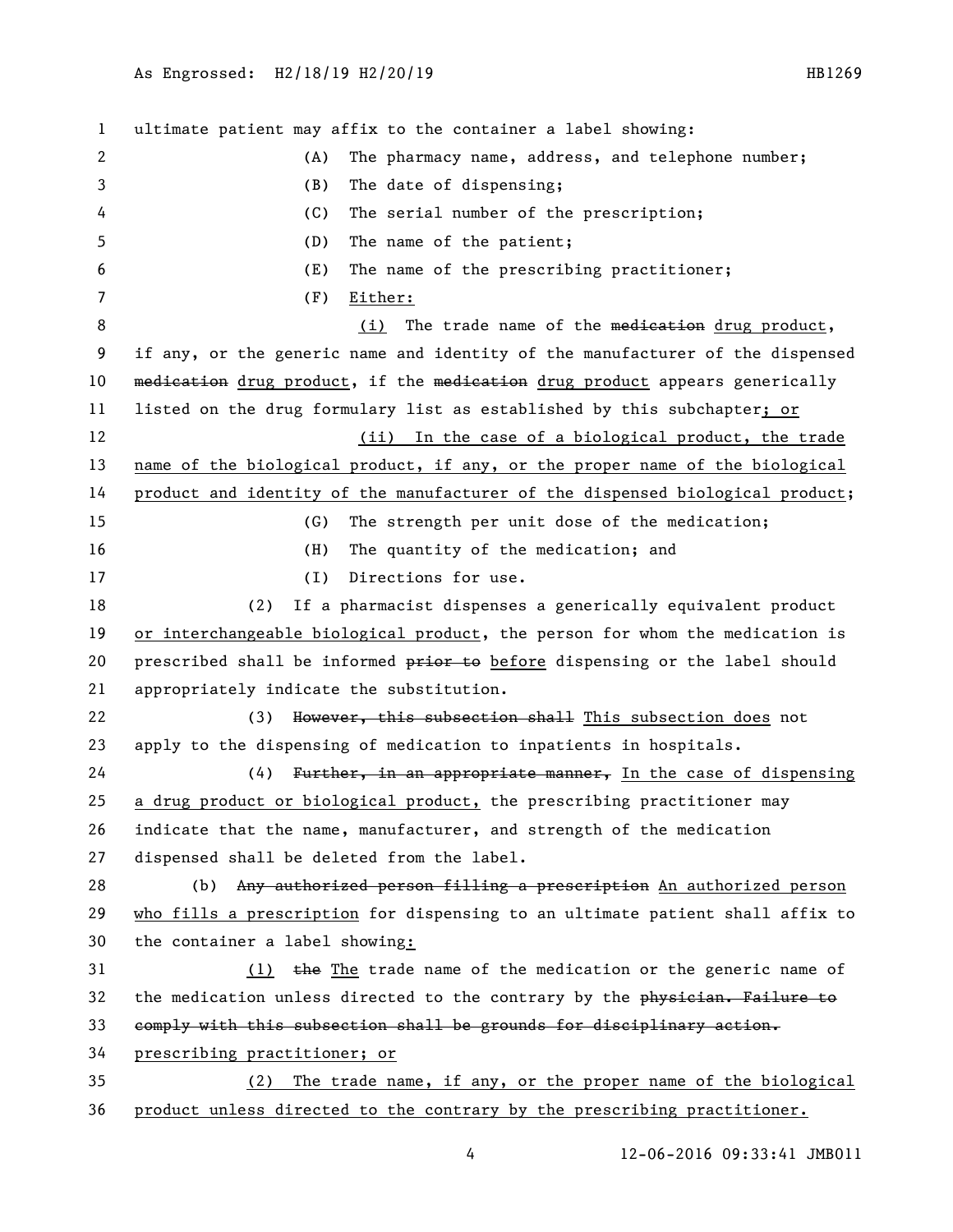ultimate patient may affix to the container a label showing:

(A) The pharmacy name, address, and telephone number;

(B) The date of dispensing;

(C) The serial number of the prescription;

(D) The name of the patient;

(E) The name of the prescribing practitioner;

(F) Either:

(i) The trade name of the ~~medication~~ drug product, if any, or the generic name and identity of the manufacturer of the dispensed ~~medication~~ drug product, if the ~~medication~~ drug product appears generically listed on the drug formulary list as established by this subchapter; or

(ii) In the case of a biological product, the trade name of the biological product, if any, or the proper name of the biological product and identity of the manufacturer of the dispensed biological product;

(G) The strength per unit dose of the medication;

(H) The quantity of the medication; and

(I) Directions for use.

(2) If a pharmacist dispenses a generically equivalent product or interchangeable biological product, the person for whom the medication is prescribed shall be informed ~~prior to~~ before dispensing or the label should appropriately indicate the substitution.

(3) ~~However, this subsection shall~~ This subsection does not apply to the dispensing of medication to inpatients in hospitals.

(4) ~~Further, in an appropriate manner,~~ In the case of dispensing a drug product or biological product, the prescribing practitioner may indicate that the name, manufacturer, and strength of the medication dispensed shall be deleted from the label.

(b) ~~Any authorized person filling a prescription~~ An authorized person who fills a prescription for dispensing to an ultimate patient shall affix to the container a label showing:

(1) ~~the~~ The trade name of the medication or the generic name of the medication unless directed to the contrary by the ~~physician. Failure to comply with this subsection shall be grounds for disciplinary action.~~ prescribing practitioner; or

(2) The trade name, if any, or the proper name of the biological product unless directed to the contrary by the prescribing practitioner.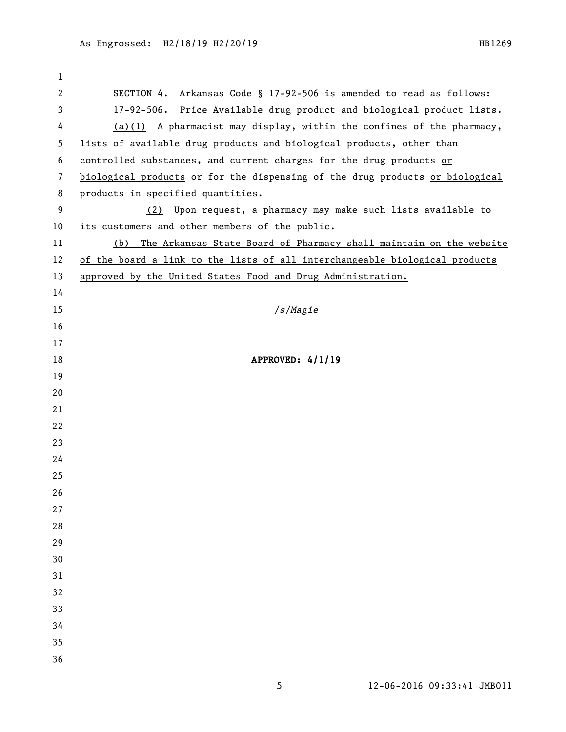SECTION 4. Arkansas Code § 17-92-506 is amended to read as follows:

17-92-506. ~~Price~~ Available drug product and biological product lists.

(a)(1) A pharmacist may display, within the confines of the pharmacy, lists of available drug products and biological products, other than controlled substances, and current charges for the drug products or biological products or for the dispensing of the drug products or biological products in specified quantities.

(2) Upon request, a pharmacy may make such lists available to its customers and other members of the public.

(b) The Arkansas State Board of Pharmacy shall maintain on the website of the board a link to the lists of all interchangeable biological products approved by the United States Food and Drug Administration.

*/s/Magie*

**APPROVED: 4/1/19**